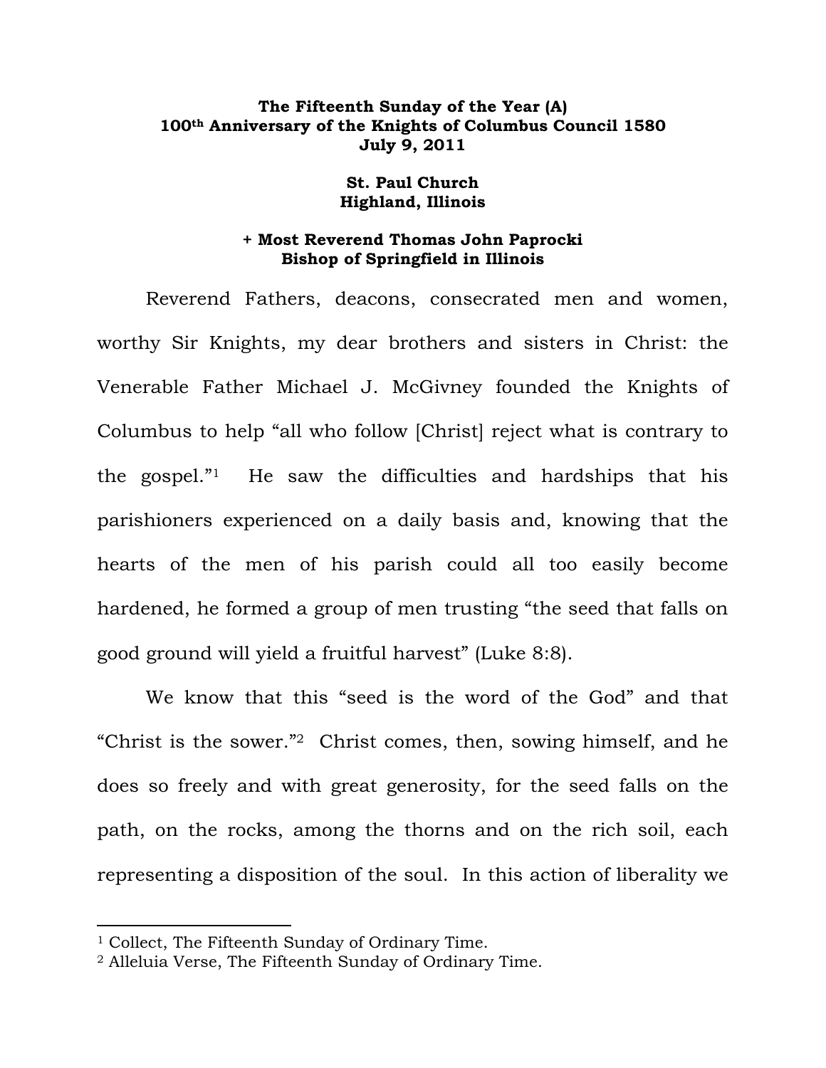**The Fifteenth Sunday of the Year (A)**
**100th Anniversary of the Knights of Columbus Council 1580**
**July 9, 2011**

**St. Paul Church**
**Highland, Illinois**

**+ Most Reverend Thomas John Paprocki**
**Bishop of Springfield in Illinois**

Reverend Fathers, deacons, consecrated men and women, worthy Sir Knights, my dear brothers and sisters in Christ: the Venerable Father Michael J. McGivney founded the Knights of Columbus to help "all who follow [Christ] reject what is contrary to the gospel."[1] He saw the difficulties and hardships that his parishioners experienced on a daily basis and, knowing that the hearts of the men of his parish could all too easily become hardened, he formed a group of men trusting "the seed that falls on good ground will yield a fruitful harvest" (Luke 8:8).

We know that this "seed is the word of the God" and that "Christ is the sower."[2] Christ comes, then, sowing himself, and he does so freely and with great generosity, for the seed falls on the path, on the rocks, among the thorns and on the rich soil, each representing a disposition of the soul. In this action of liberality we

---

[1] Collect, The Fifteenth Sunday of Ordinary Time.
[2] Alleluia Verse, The Fifteenth Sunday of Ordinary Time.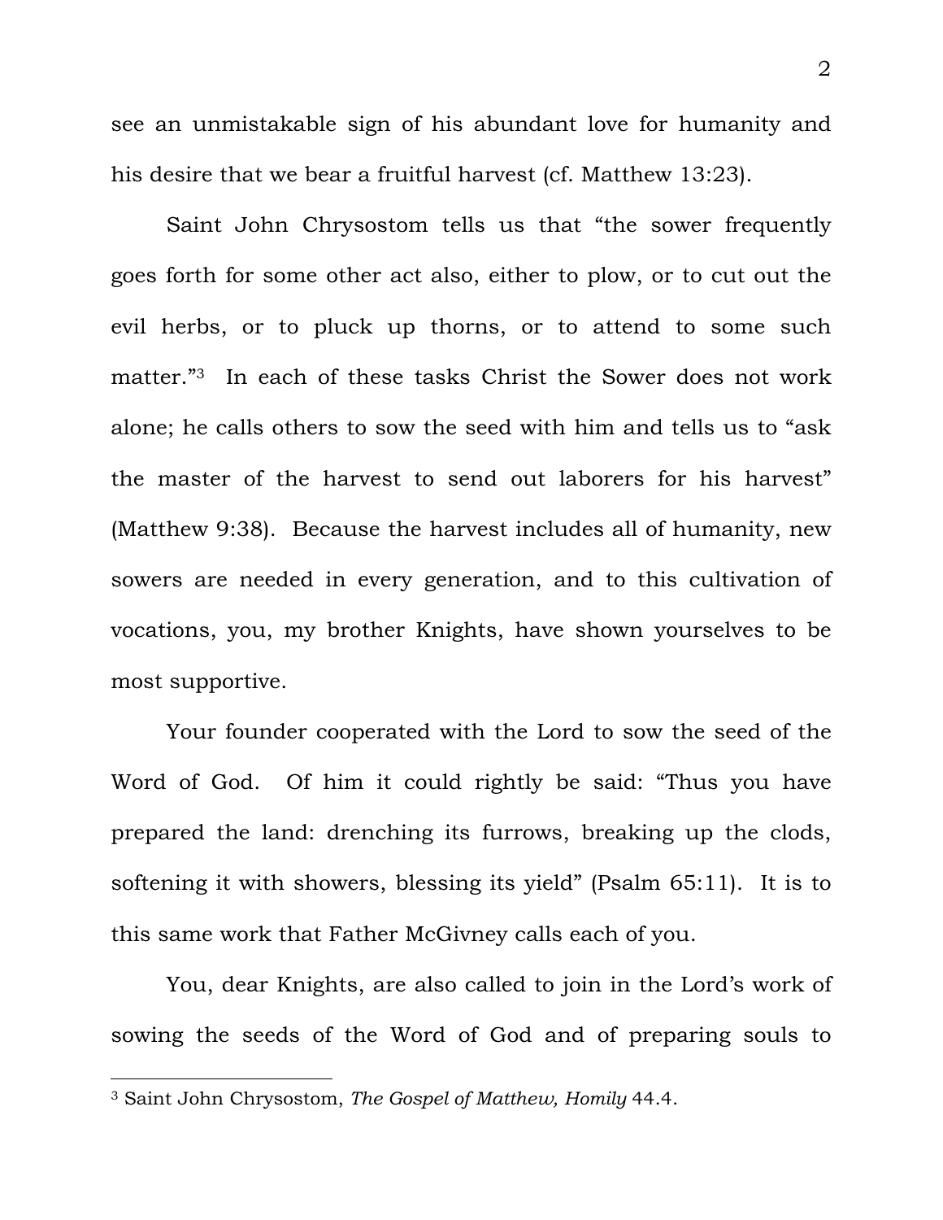see an unmistakable sign of his abundant love for humanity and his desire that we bear a fruitful harvest (cf. Matthew 13:23).

Saint John Chrysostom tells us that "the sower frequently goes forth for some other act also, either to plow, or to cut out the evil herbs, or to pluck up thorns, or to attend to some such matter."[3] In each of these tasks Christ the Sower does not work alone; he calls others to sow the seed with him and tells us to "ask the master of the harvest to send out laborers for his harvest" (Matthew 9:38). Because the harvest includes all of humanity, new sowers are needed in every generation, and to this cultivation of vocations, you, my brother Knights, have shown yourselves to be most supportive.

Your founder cooperated with the Lord to sow the seed of the Word of God. Of him it could rightly be said: "Thus you have prepared the land: drenching its furrows, breaking up the clods, softening it with showers, blessing its yield" (Psalm 65:11). It is to this same work that Father McGivney calls each of you.

You, dear Knights, are also called to join in the Lord's work of sowing the seeds of the Word of God and of preparing souls to

---

[3] Saint John Chrysostom, *The Gospel of Matthew, Homily* 44.4.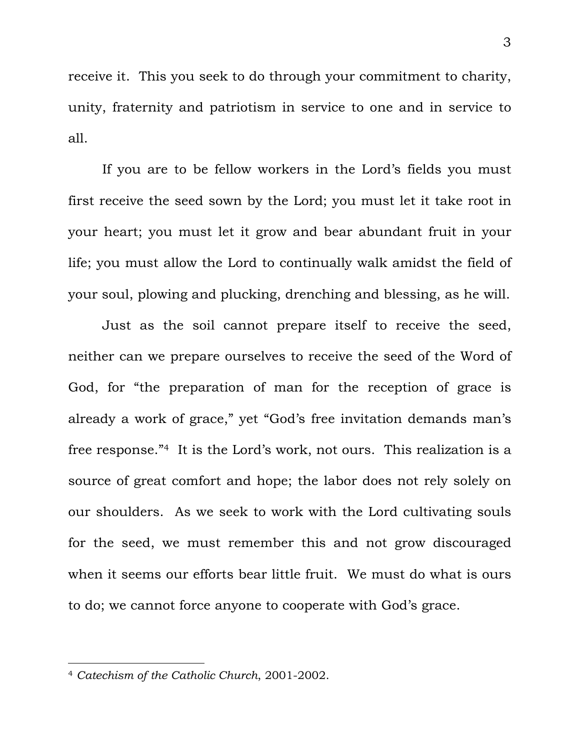receive it. This you seek to do through your commitment to charity, unity, fraternity and patriotism in service to one and in service to all.

If you are to be fellow workers in the Lord's fields you must first receive the seed sown by the Lord; you must let it take root in your heart; you must let it grow and bear abundant fruit in your life; you must allow the Lord to continually walk amidst the field of your soul, plowing and plucking, drenching and blessing, as he will.

Just as the soil cannot prepare itself to receive the seed, neither can we prepare ourselves to receive the seed of the Word of God, for "the preparation of man for the reception of grace is already a work of grace," yet "God's free invitation demands man's free response."[4] It is the Lord's work, not ours. This realization is a source of great comfort and hope; the labor does not rely solely on our shoulders. As we seek to work with the Lord cultivating souls for the seed, we must remember this and not grow discouraged when it seems our efforts bear little fruit. We must do what is ours to do; we cannot force anyone to cooperate with God's grace.

---

[4] *Catechism of the Catholic Church*, 2001-2002.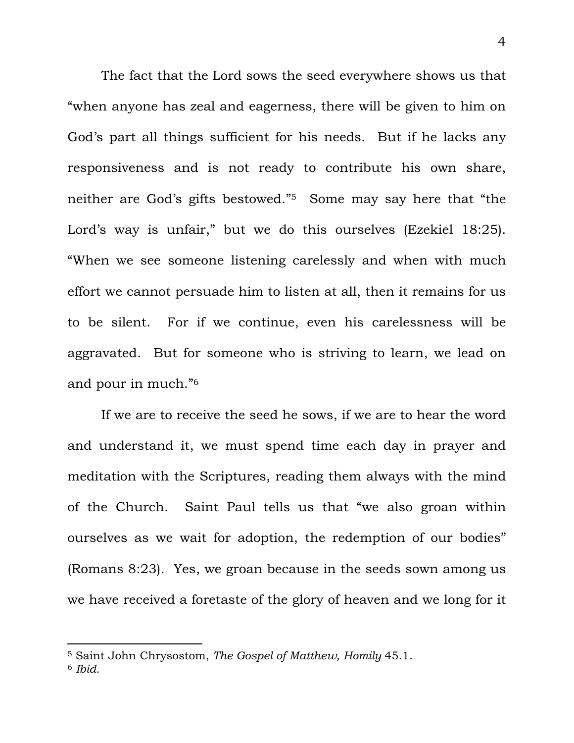The fact that the Lord sows the seed everywhere shows us that "when anyone has zeal and eagerness, there will be given to him on God's part all things sufficient for his needs. But if he lacks any responsiveness and is not ready to contribute his own share, neither are God's gifts bestowed."[5] Some may say here that "the Lord's way is unfair," but we do this ourselves (Ezekiel 18:25). "When we see someone listening carelessly and when with much effort we cannot persuade him to listen at all, then it remains for us to be silent. For if we continue, even his carelessness will be aggravated. But for someone who is striving to learn, we lead on and pour in much."[6]

If we are to receive the seed he sows, if we are to hear the word and understand it, we must spend time each day in prayer and meditation with the Scriptures, reading them always with the mind of the Church. Saint Paul tells us that "we also groan within ourselves as we wait for adoption, the redemption of our bodies" (Romans 8:23). Yes, we groan because in the seeds sown among us we have received a foretaste of the glory of heaven and we long for it

---

[5] Saint John Chrysostom, *The Gospel of Matthew, Homily* 45.1.

[6] *Ibid.*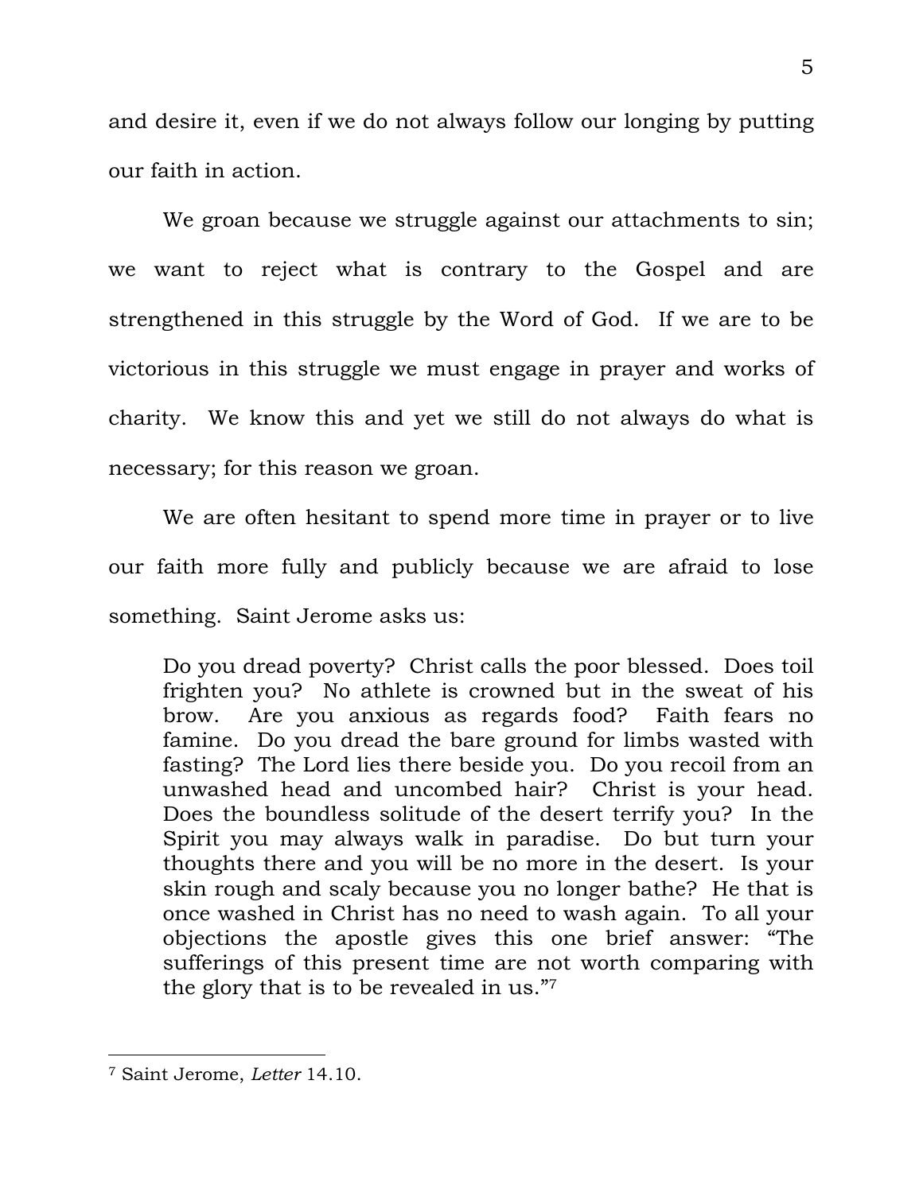and desire it, even if we do not always follow our longing by putting our faith in action.

We groan because we struggle against our attachments to sin; we want to reject what is contrary to the Gospel and are strengthened in this struggle by the Word of God. If we are to be victorious in this struggle we must engage in prayer and works of charity. We know this and yet we still do not always do what is necessary; for this reason we groan.

We are often hesitant to spend more time in prayer or to live our faith more fully and publicly because we are afraid to lose something. Saint Jerome asks us:

> Do you dread poverty? Christ calls the poor blessed. Does toil frighten you? No athlete is crowned but in the sweat of his brow. Are you anxious as regards food? Faith fears no famine. Do you dread the bare ground for limbs wasted with fasting? The Lord lies there beside you. Do you recoil from an unwashed head and uncombed hair? Christ is your head. Does the boundless solitude of the desert terrify you? In the Spirit you may always walk in paradise. Do but turn your thoughts there and you will be no more in the desert. Is your skin rough and scaly because you no longer bathe? He that is once washed in Christ has no need to wash again. To all your objections the apostle gives this one brief answer: "The sufferings of this present time are not worth comparing with the glory that is to be revealed in us."[7]

---

[7] Saint Jerome, *Letter* 14.10.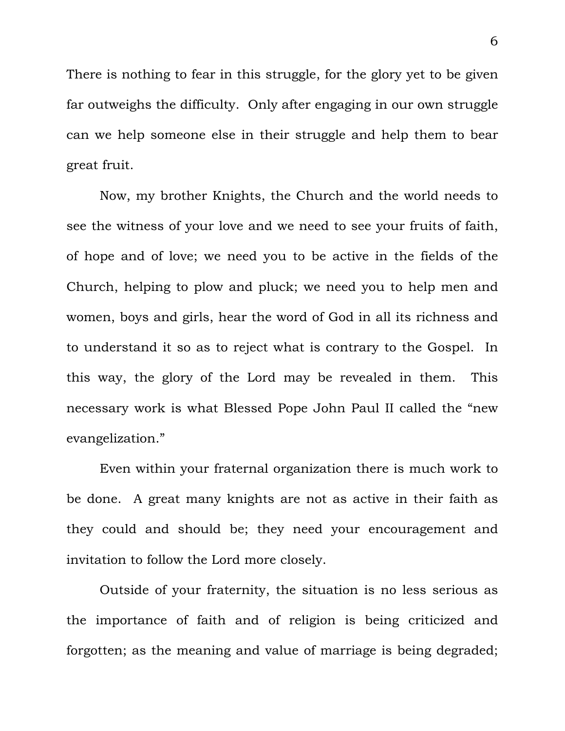There is nothing to fear in this struggle, for the glory yet to be given far outweighs the difficulty.  Only after engaging in our own struggle can we help someone else in their struggle and help them to bear great fruit.

Now, my brother Knights, the Church and the world needs to see the witness of your love and we need to see your fruits of faith, of hope and of love; we need you to be active in the fields of the Church, helping to plow and pluck; we need you to help men and women, boys and girls, hear the word of God in all its richness and to understand it so as to reject what is contrary to the Gospel.  In this way, the glory of the Lord may be revealed in them.  This necessary work is what Blessed Pope John Paul II called the "new evangelization."

Even within your fraternal organization there is much work to be done.  A great many knights are not as active in their faith as they could and should be; they need your encouragement and invitation to follow the Lord more closely.

Outside of your fraternity, the situation is no less serious as the importance of faith and of religion is being criticized and forgotten; as the meaning and value of marriage is being degraded;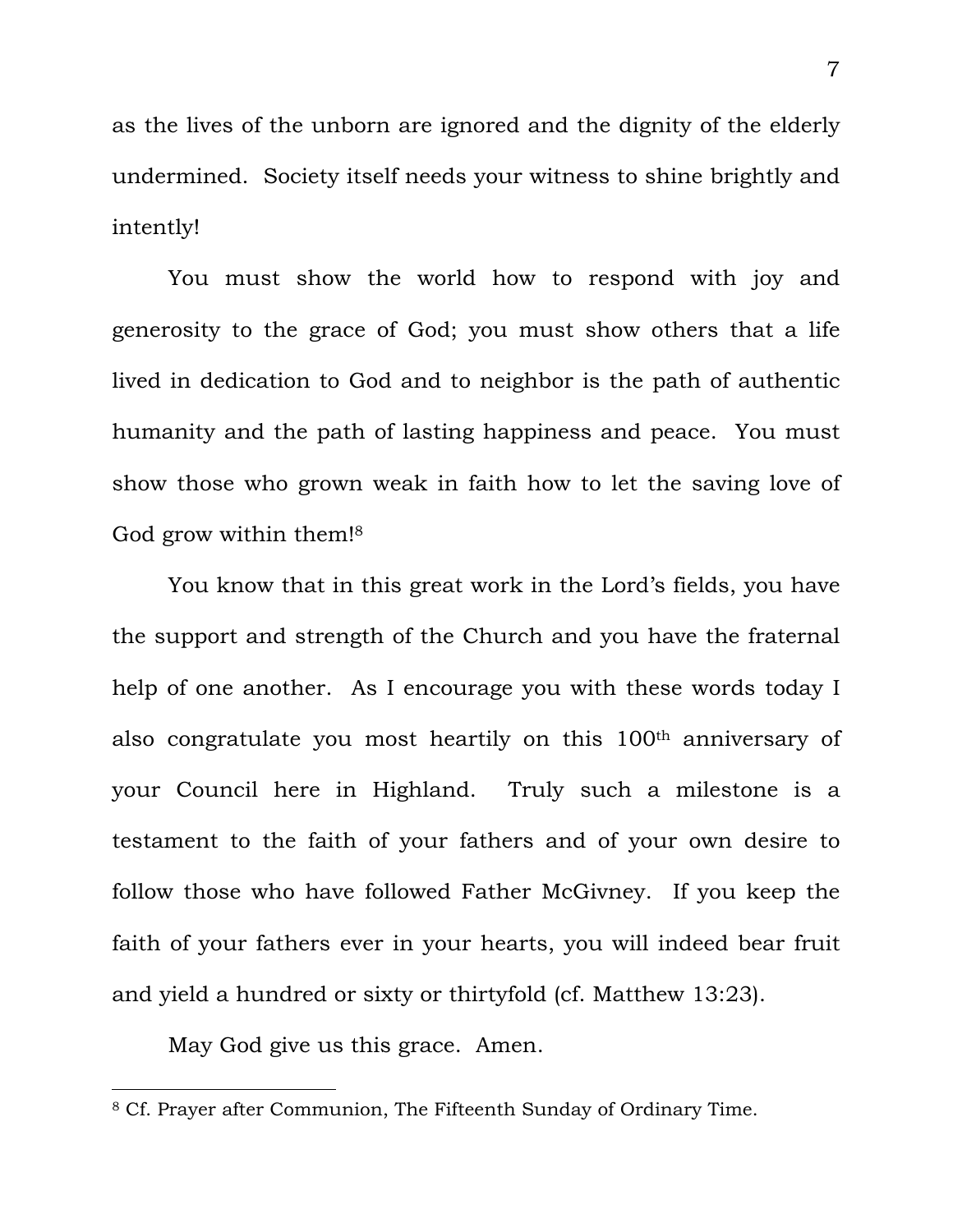as the lives of the unborn are ignored and the dignity of the elderly undermined. Society itself needs your witness to shine brightly and intently!

You must show the world how to respond with joy and generosity to the grace of God; you must show others that a life lived in dedication to God and to neighbor is the path of authentic humanity and the path of lasting happiness and peace. You must show those who grown weak in faith how to let the saving love of God grow within them![8]

You know that in this great work in the Lord's fields, you have the support and strength of the Church and you have the fraternal help of one another. As I encourage you with these words today I also congratulate you most heartily on this 100th anniversary of your Council here in Highland. Truly such a milestone is a testament to the faith of your fathers and of your own desire to follow those who have followed Father McGivney. If you keep the faith of your fathers ever in your hearts, you will indeed bear fruit and yield a hundred or sixty or thirtyfold (cf. Matthew 13:23).

May God give us this grace. Amen.

---

[8] Cf. Prayer after Communion, The Fifteenth Sunday of Ordinary Time.